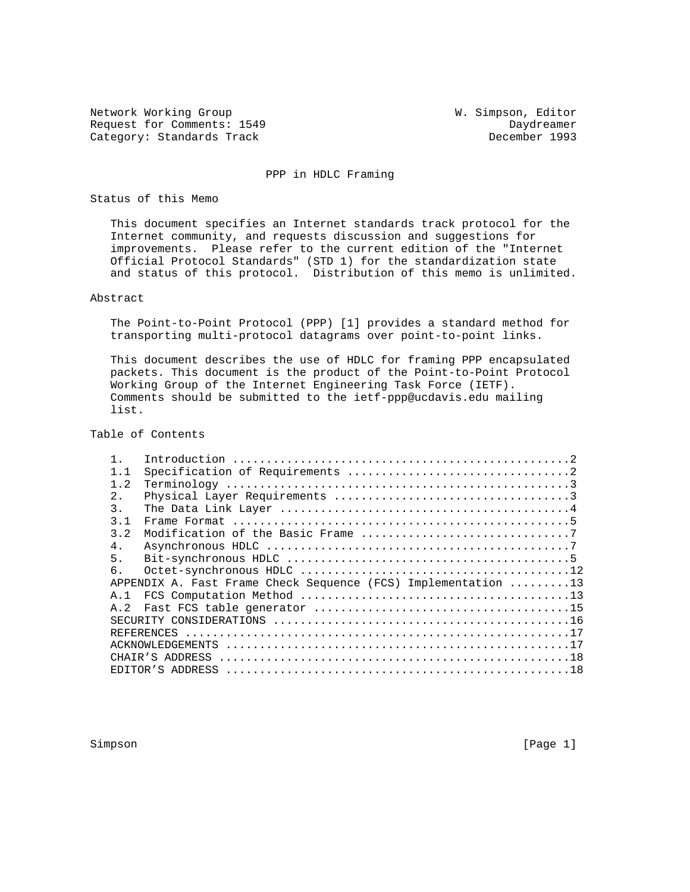Network Working Group W. Simpson, Editor
Request for Comments: 1549 Daydreamer
Category: Standards Track December 1993

# PPP in HDLC Framing

## Status of this Memo

This document specifies an Internet standards track protocol for the Internet community, and requests discussion and suggestions for improvements. Please refer to the current edition of the "Internet Official Protocol Standards" (STD 1) for the standardization state and status of this protocol. Distribution of this memo is unlimited.

## Abstract

The Point-to-Point Protocol (PPP) [1] provides a standard method for transporting multi-protocol datagrams over point-to-point links.

This document describes the use of HDLC for framing PPP encapsulated packets. This document is the product of the Point-to-Point Protocol Working Group of the Internet Engineering Task Force (IETF). Comments should be submitted to the ietf-ppp@ucdavis.edu mailing list.

## Table of Contents

```
1.   Introduction ..................................................2
1.1  Specification of Requirements .................................2
1.2  Terminology ...................................................3
2.   Physical Layer Requirements ...................................3
3.   The Data Link Layer ...........................................4
3.1  Frame Format ..................................................5
3.2  Modification of the Basic Frame ...............................7
4.   Asynchronous HDLC .............................................7
5.   Bit-synchronous HDLC ..........................................5
6.   Octet-synchronous HDLC .......................................12
APPENDIX A. Fast Frame Check Sequence (FCS) Implementation .........13
A.1  FCS Computation Method .......................................13
A.2  Fast FCS table generator .....................................15
SECURITY CONSIDERATIONS ...........................................16
REFERENCES ........................................................17
ACKNOWLEDGEMENTS ..................................................17
CHAIR'S ADDRESS ...................................................18
EDITOR'S ADDRESS ..................................................18
```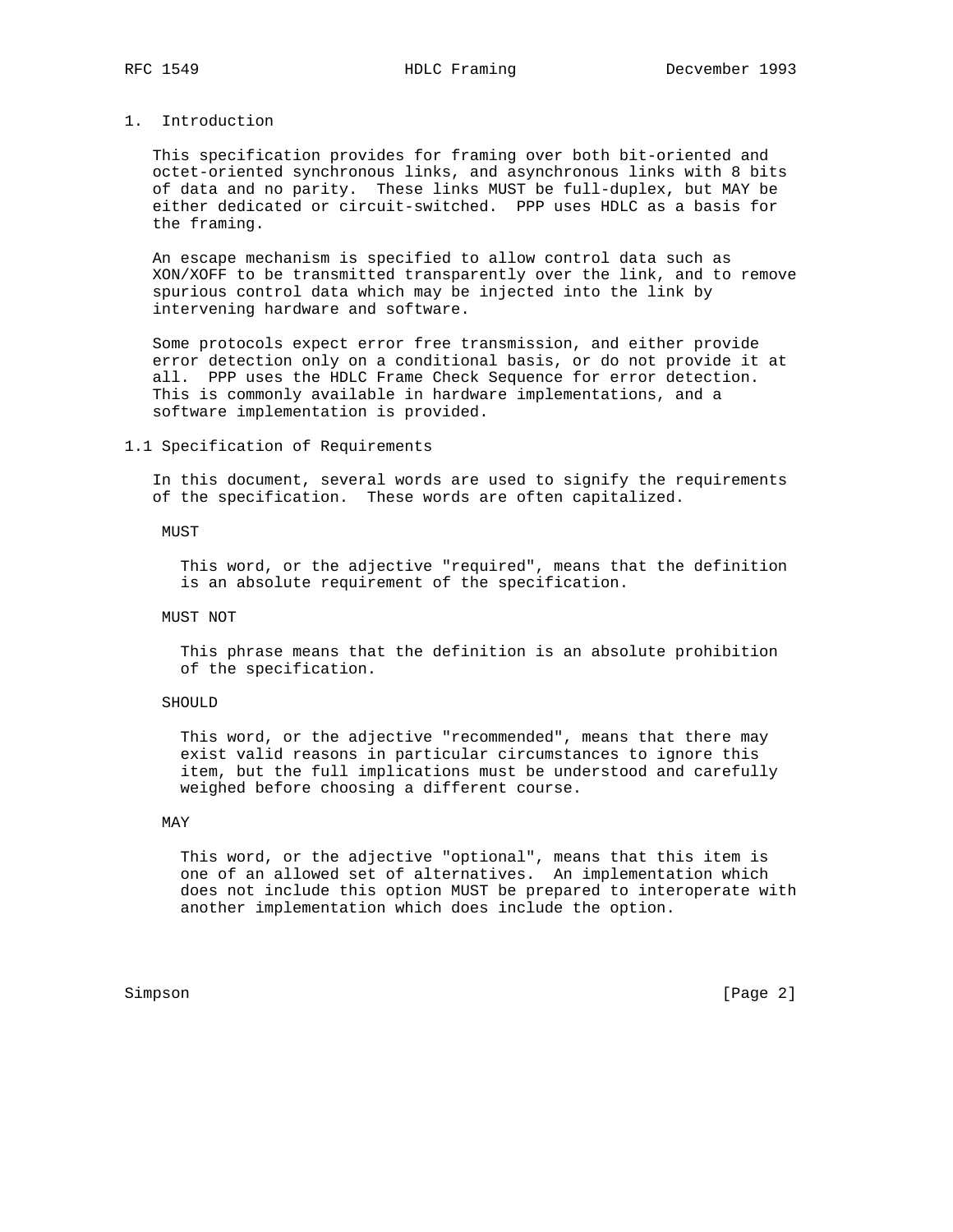# 1. Introduction

This specification provides for framing over both bit-oriented and octet-oriented synchronous links, and asynchronous links with 8 bits of data and no parity. These links MUST be full-duplex, but MAY be either dedicated or circuit-switched. PPP uses HDLC as a basis for the framing.

An escape mechanism is specified to allow control data such as XON/XOFF to be transmitted transparently over the link, and to remove spurious control data which may be injected into the link by intervening hardware and software.

Some protocols expect error free transmission, and either provide error detection only on a conditional basis, or do not provide it at all. PPP uses the HDLC Frame Check Sequence for error detection. This is commonly available in hardware implementations, and a software implementation is provided.

## 1.1 Specification of Requirements

In this document, several words are used to signify the requirements of the specification. These words are often capitalized.

MUST

> This word, or the adjective "required", means that the definition is an absolute requirement of the specification.

MUST NOT

> This phrase means that the definition is an absolute prohibition of the specification.

SHOULD

> This word, or the adjective "recommended", means that there may exist valid reasons in particular circumstances to ignore this item, but the full implications must be understood and carefully weighed before choosing a different course.

MAY

> This word, or the adjective "optional", means that this item is one of an allowed set of alternatives. An implementation which does not include this option MUST be prepared to interoperate with another implementation which does include the option.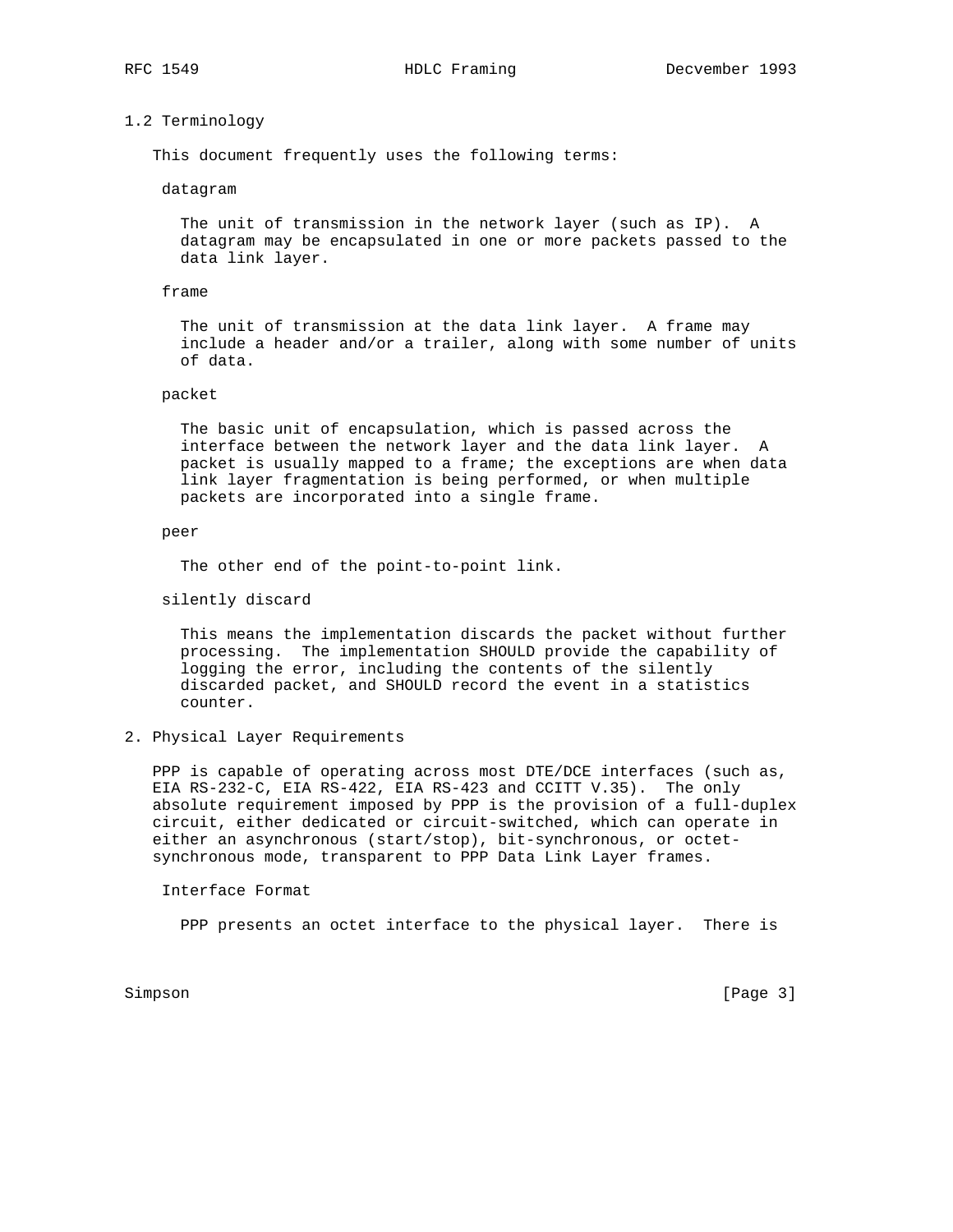## 1.2 Terminology

This document frequently uses the following terms:

datagram

The unit of transmission in the network layer (such as IP). A datagram may be encapsulated in one or more packets passed to the data link layer.

frame

The unit of transmission at the data link layer. A frame may include a header and/or a trailer, along with some number of units of data.

packet

The basic unit of encapsulation, which is passed across the interface between the network layer and the data link layer. A packet is usually mapped to a frame; the exceptions are when data link layer fragmentation is being performed, or when multiple packets are incorporated into a single frame.

peer

The other end of the point-to-point link.

silently discard

This means the implementation discards the packet without further processing. The implementation SHOULD provide the capability of logging the error, including the contents of the silently discarded packet, and SHOULD record the event in a statistics counter.

# 2. Physical Layer Requirements

PPP is capable of operating across most DTE/DCE interfaces (such as, EIA RS-232-C, EIA RS-422, EIA RS-423 and CCITT V.35). The only absolute requirement imposed by PPP is the provision of a full-duplex circuit, either dedicated or circuit-switched, which can operate in either an asynchronous (start/stop), bit-synchronous, or octet-synchronous mode, transparent to PPP Data Link Layer frames.

Interface Format

PPP presents an octet interface to the physical layer. There is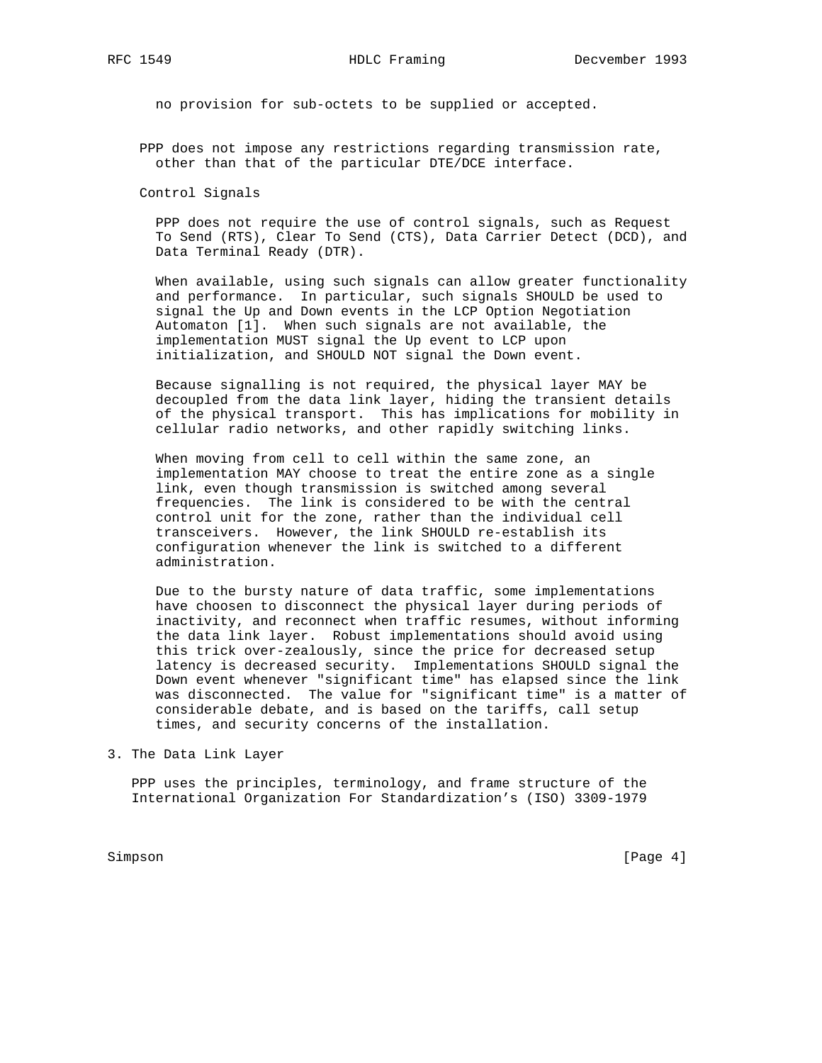no provision for sub-octets to be supplied or accepted.

PPP does not impose any restrictions regarding transmission rate, other than that of the particular DTE/DCE interface.

Control Signals

PPP does not require the use of control signals, such as Request To Send (RTS), Clear To Send (CTS), Data Carrier Detect (DCD), and Data Terminal Ready (DTR).

When available, using such signals can allow greater functionality and performance. In particular, such signals SHOULD be used to signal the Up and Down events in the LCP Option Negotiation Automaton [1]. When such signals are not available, the implementation MUST signal the Up event to LCP upon initialization, and SHOULD NOT signal the Down event.

Because signalling is not required, the physical layer MAY be decoupled from the data link layer, hiding the transient details of the physical transport. This has implications for mobility in cellular radio networks, and other rapidly switching links.

When moving from cell to cell within the same zone, an implementation MAY choose to treat the entire zone as a single link, even though transmission is switched among several frequencies. The link is considered to be with the central control unit for the zone, rather than the individual cell transceivers. However, the link SHOULD re-establish its configuration whenever the link is switched to a different administration.

Due to the bursty nature of data traffic, some implementations have choosen to disconnect the physical layer during periods of inactivity, and reconnect when traffic resumes, without informing the data link layer. Robust implementations should avoid using this trick over-zealously, since the price for decreased setup latency is decreased security. Implementations SHOULD signal the Down event whenever "significant time" has elapsed since the link was disconnected. The value for "significant time" is a matter of considerable debate, and is based on the tariffs, call setup times, and security concerns of the installation.

# 3. The Data Link Layer

PPP uses the principles, terminology, and frame structure of the International Organization For Standardization's (ISO) 3309-1979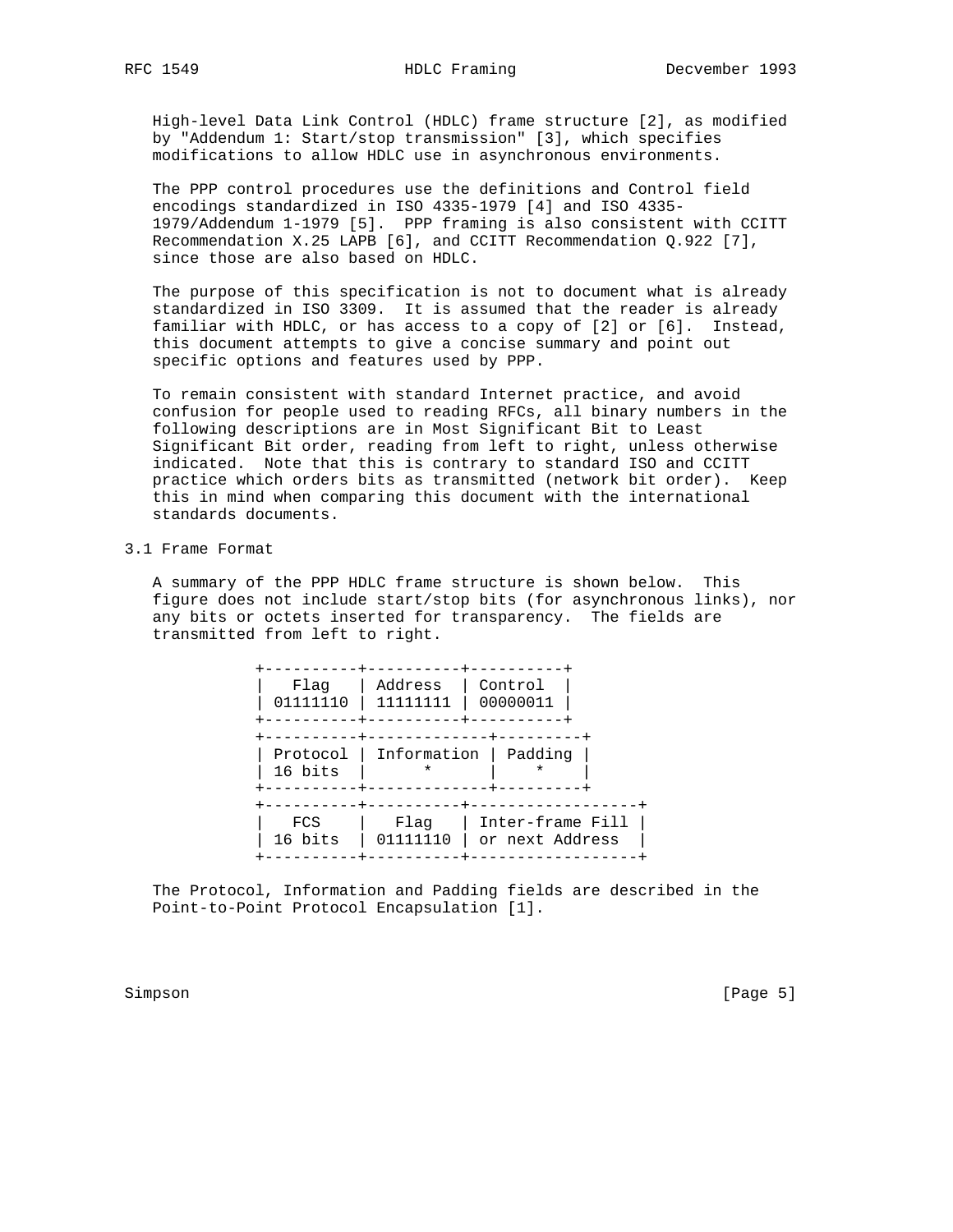High-level Data Link Control (HDLC) frame structure [2], as modified by "Addendum 1: Start/stop transmission" [3], which specifies modifications to allow HDLC use in asynchronous environments.

The PPP control procedures use the definitions and Control field encodings standardized in ISO 4335-1979 [4] and ISO 4335-1979/Addendum 1-1979 [5]. PPP framing is also consistent with CCITT Recommendation X.25 LAPB [6], and CCITT Recommendation Q.922 [7], since those are also based on HDLC.

The purpose of this specification is not to document what is already standardized in ISO 3309. It is assumed that the reader is already familiar with HDLC, or has access to a copy of [2] or [6]. Instead, this document attempts to give a concise summary and point out specific options and features used by PPP.

To remain consistent with standard Internet practice, and avoid confusion for people used to reading RFCs, all binary numbers in the following descriptions are in Most Significant Bit to Least Significant Bit order, reading from left to right, unless otherwise indicated. Note that this is contrary to standard ISO and CCITT practice which orders bits as transmitted (network bit order). Keep this in mind when comparing this document with the international standards documents.

## 3.1 Frame Format

A summary of the PPP HDLC frame structure is shown below. This figure does not include start/stop bits (for asynchronous links), nor any bits or octets inserted for transparency. The fields are transmitted from left to right.

```
+----------+----------+----------+
|   Flag   | Address  | Control  |
| 01111110 | 11111111 | 00000011 |
+----------+----------+----------+
+----------+-------------+---------+
| Protocol | Information | Padding |
| 16 bits  |      *      |    *    |
+----------+-------------+---------+
+----------+----------+-----------------+
|   FCS    |   Flag   | Inter-frame Fill |
| 16 bits  | 01111110 | or next Address  |
+----------+----------+-----------------+
```

The Protocol, Information and Padding fields are described in the Point-to-Point Protocol Encapsulation [1].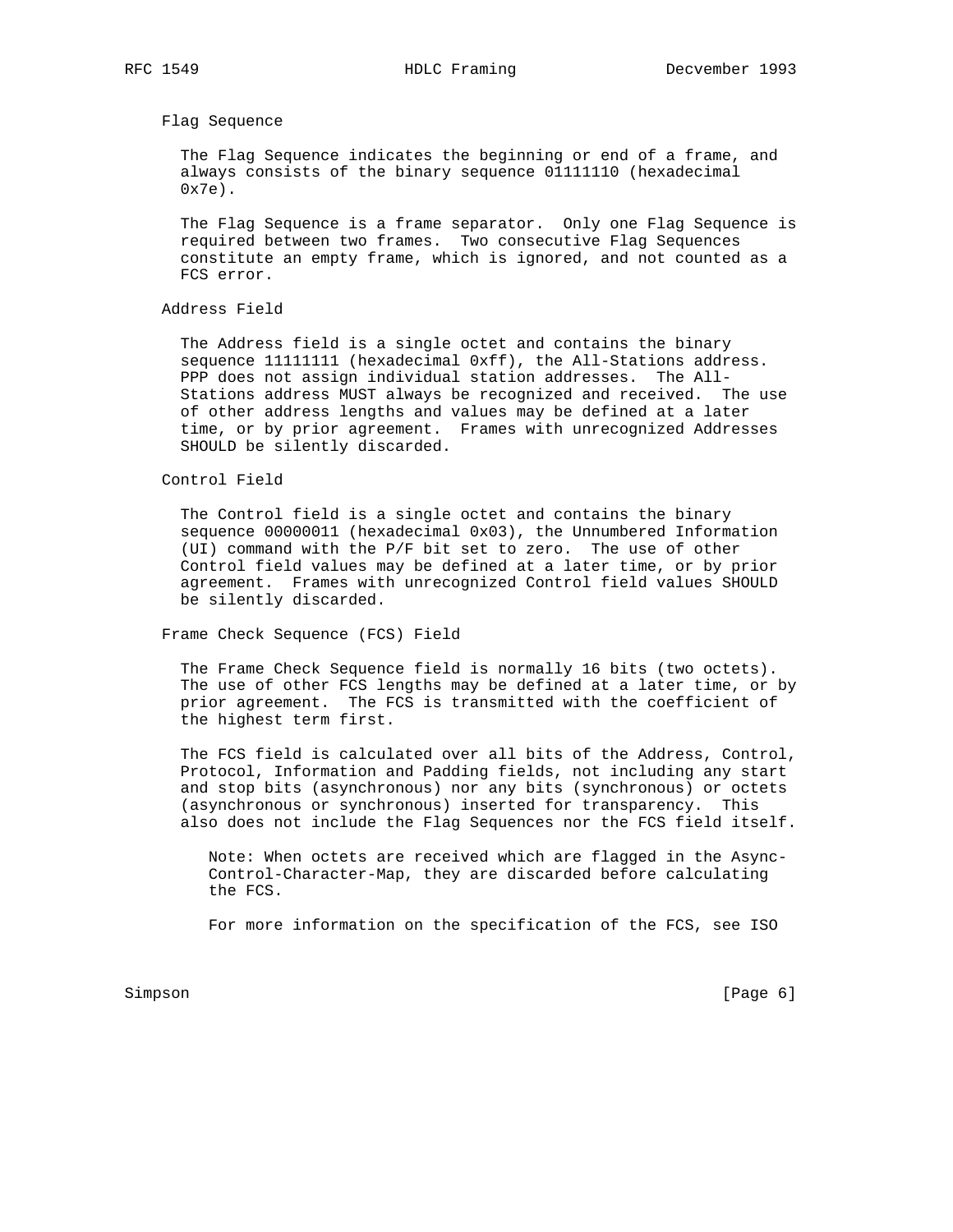### Flag Sequence

The Flag Sequence indicates the beginning or end of a frame, and always consists of the binary sequence 01111110 (hexadecimal 0x7e).

The Flag Sequence is a frame separator. Only one Flag Sequence is required between two frames. Two consecutive Flag Sequences constitute an empty frame, which is ignored, and not counted as a FCS error.

### Address Field

The Address field is a single octet and contains the binary sequence 11111111 (hexadecimal 0xff), the All-Stations address. PPP does not assign individual station addresses. The All-Stations address MUST always be recognized and received. The use of other address lengths and values may be defined at a later time, or by prior agreement. Frames with unrecognized Addresses SHOULD be silently discarded.

### Control Field

The Control field is a single octet and contains the binary sequence 00000011 (hexadecimal 0x03), the Unnumbered Information (UI) command with the P/F bit set to zero. The use of other Control field values may be defined at a later time, or by prior agreement. Frames with unrecognized Control field values SHOULD be silently discarded.

### Frame Check Sequence (FCS) Field

The Frame Check Sequence field is normally 16 bits (two octets). The use of other FCS lengths may be defined at a later time, or by prior agreement. The FCS is transmitted with the coefficient of the highest term first.

The FCS field is calculated over all bits of the Address, Control, Protocol, Information and Padding fields, not including any start and stop bits (asynchronous) nor any bits (synchronous) or octets (asynchronous or synchronous) inserted for transparency. This also does not include the Flag Sequences nor the FCS field itself.

> Note: When octets are received which are flagged in the Async-Control-Character-Map, they are discarded before calculating the FCS.
>
> For more information on the specification of the FCS, see ISO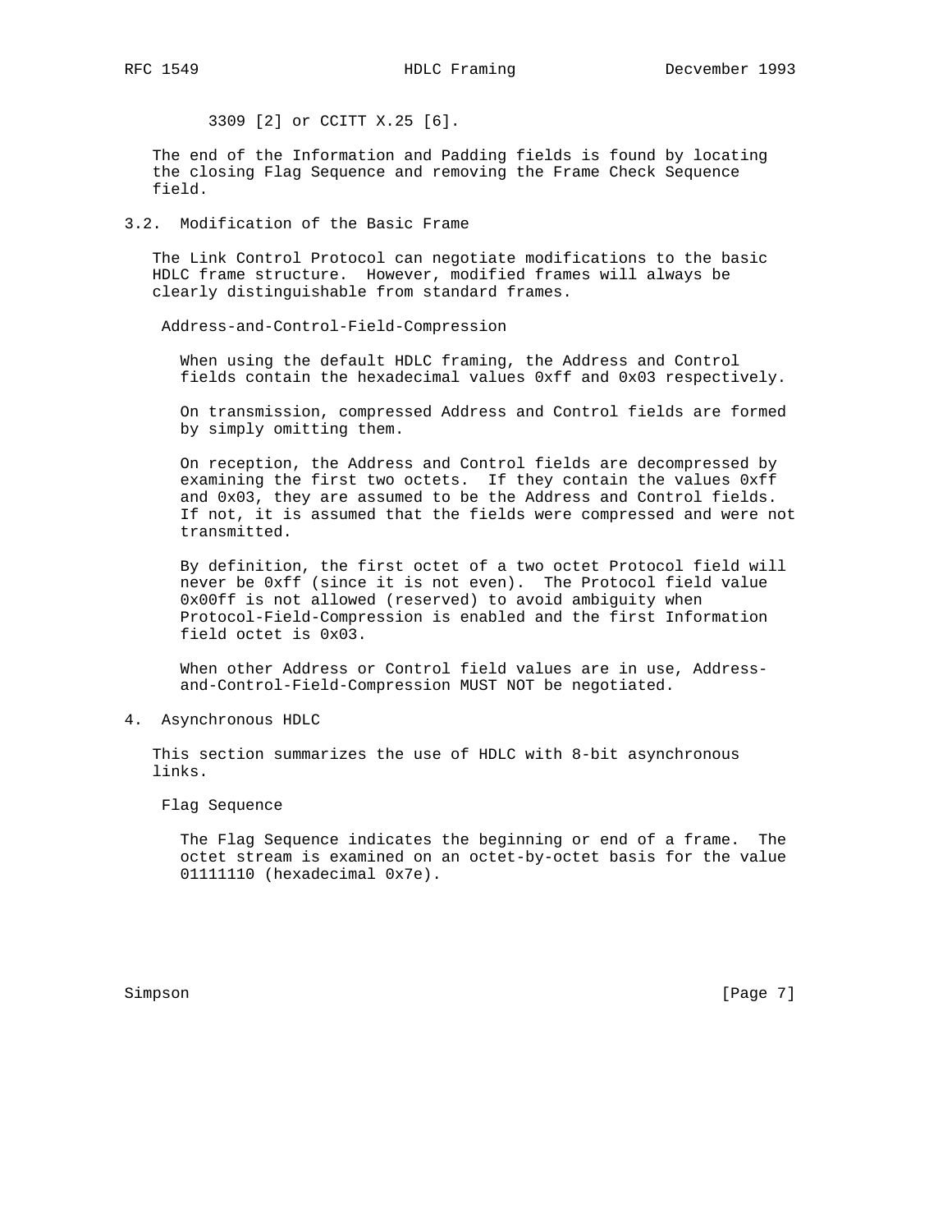3309 [2] or CCITT X.25 [6].

The end of the Information and Padding fields is found by locating the closing Flag Sequence and removing the Frame Check Sequence field.

## 3.2. Modification of the Basic Frame

The Link Control Protocol can negotiate modifications to the basic HDLC frame structure. However, modified frames will always be clearly distinguishable from standard frames.

Address-and-Control-Field-Compression

When using the default HDLC framing, the Address and Control fields contain the hexadecimal values 0xff and 0x03 respectively.

On transmission, compressed Address and Control fields are formed by simply omitting them.

On reception, the Address and Control fields are decompressed by examining the first two octets. If they contain the values 0xff and 0x03, they are assumed to be the Address and Control fields. If not, it is assumed that the fields were compressed and were not transmitted.

By definition, the first octet of a two octet Protocol field will never be 0xff (since it is not even). The Protocol field value 0x00ff is not allowed (reserved) to avoid ambiguity when Protocol-Field-Compression is enabled and the first Information field octet is 0x03.

When other Address or Control field values are in use, Address-and-Control-Field-Compression MUST NOT be negotiated.

# 4. Asynchronous HDLC

This section summarizes the use of HDLC with 8-bit asynchronous links.

Flag Sequence

The Flag Sequence indicates the beginning or end of a frame. The octet stream is examined on an octet-by-octet basis for the value 01111110 (hexadecimal 0x7e).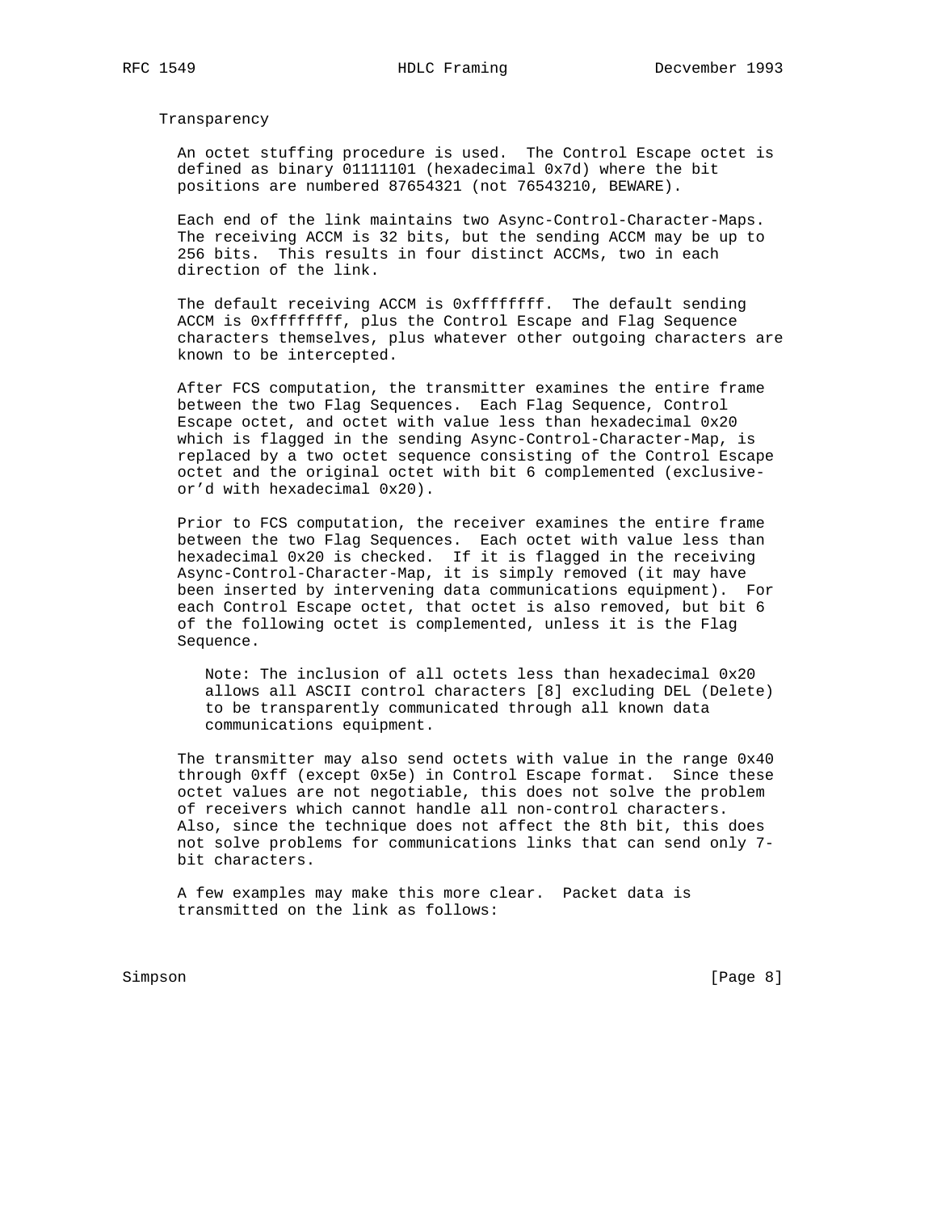## Transparency

An octet stuffing procedure is used. The Control Escape octet is defined as binary 01111101 (hexadecimal 0x7d) where the bit positions are numbered 87654321 (not 76543210, BEWARE).

Each end of the link maintains two Async-Control-Character-Maps. The receiving ACCM is 32 bits, but the sending ACCM may be up to 256 bits. This results in four distinct ACCMs, two in each direction of the link.

The default receiving ACCM is 0xffffffff. The default sending ACCM is 0xffffffff, plus the Control Escape and Flag Sequence characters themselves, plus whatever other outgoing characters are known to be intercepted.

After FCS computation, the transmitter examines the entire frame between the two Flag Sequences. Each Flag Sequence, Control Escape octet, and octet with value less than hexadecimal 0x20 which is flagged in the sending Async-Control-Character-Map, is replaced by a two octet sequence consisting of the Control Escape octet and the original octet with bit 6 complemented (exclusive-or'd with hexadecimal 0x20).

Prior to FCS computation, the receiver examines the entire frame between the two Flag Sequences. Each octet with value less than hexadecimal 0x20 is checked. If it is flagged in the receiving Async-Control-Character-Map, it is simply removed (it may have been inserted by intervening data communications equipment). For each Control Escape octet, that octet is also removed, but bit 6 of the following octet is complemented, unless it is the Flag Sequence.

> Note: The inclusion of all octets less than hexadecimal 0x20 allows all ASCII control characters [8] excluding DEL (Delete) to be transparently communicated through all known data communications equipment.

The transmitter may also send octets with value in the range 0x40 through 0xff (except 0x5e) in Control Escape format. Since these octet values are not negotiable, this does not solve the problem of receivers which cannot handle all non-control characters. Also, since the technique does not affect the 8th bit, this does not solve problems for communications links that can send only 7-bit characters.

A few examples may make this more clear. Packet data is transmitted on the link as follows: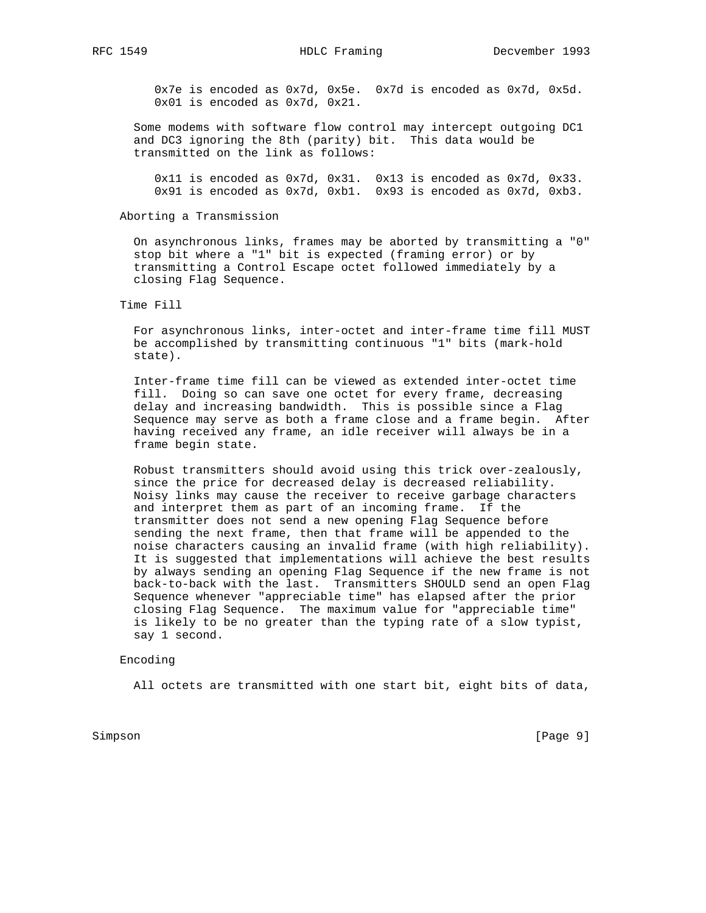0x7e is encoded as 0x7d, 0x5e. 0x7d is encoded as 0x7d, 0x5d. 0x01 is encoded as 0x7d, 0x21.

Some modems with software flow control may intercept outgoing DC1 and DC3 ignoring the 8th (parity) bit. This data would be transmitted on the link as follows:

0x11 is encoded as 0x7d, 0x31. 0x13 is encoded as 0x7d, 0x33. 0x91 is encoded as 0x7d, 0xb1. 0x93 is encoded as 0x7d, 0xb3.

### Aborting a Transmission

On asynchronous links, frames may be aborted by transmitting a "0" stop bit where a "1" bit is expected (framing error) or by transmitting a Control Escape octet followed immediately by a closing Flag Sequence.

### Time Fill

For asynchronous links, inter-octet and inter-frame time fill MUST be accomplished by transmitting continuous "1" bits (mark-hold state).

Inter-frame time fill can be viewed as extended inter-octet time fill. Doing so can save one octet for every frame, decreasing delay and increasing bandwidth. This is possible since a Flag Sequence may serve as both a frame close and a frame begin. After having received any frame, an idle receiver will always be in a frame begin state.

Robust transmitters should avoid using this trick over-zealously, since the price for decreased delay is decreased reliability. Noisy links may cause the receiver to receive garbage characters and interpret them as part of an incoming frame. If the transmitter does not send a new opening Flag Sequence before sending the next frame, then that frame will be appended to the noise characters causing an invalid frame (with high reliability). It is suggested that implementations will achieve the best results by always sending an opening Flag Sequence if the new frame is not back-to-back with the last. Transmitters SHOULD send an open Flag Sequence whenever "appreciable time" has elapsed after the prior closing Flag Sequence. The maximum value for "appreciable time" is likely to be no greater than the typing rate of a slow typist, say 1 second.

### Encoding

All octets are transmitted with one start bit, eight bits of data,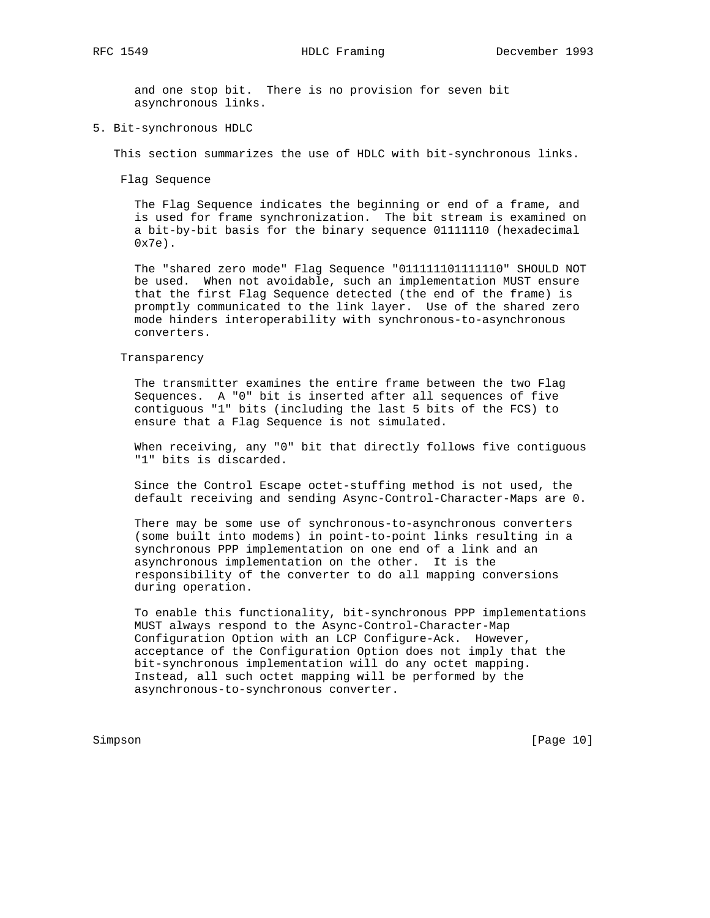and one stop bit. There is no provision for seven bit asynchronous links.

## 5. Bit-synchronous HDLC

This section summarizes the use of HDLC with bit-synchronous links.

### Flag Sequence

The Flag Sequence indicates the beginning or end of a frame, and is used for frame synchronization. The bit stream is examined on a bit-by-bit basis for the binary sequence 01111110 (hexadecimal 0x7e).

The "shared zero mode" Flag Sequence "011111101111110" SHOULD NOT be used. When not avoidable, such an implementation MUST ensure that the first Flag Sequence detected (the end of the frame) is promptly communicated to the link layer. Use of the shared zero mode hinders interoperability with synchronous-to-asynchronous converters.

### Transparency

The transmitter examines the entire frame between the two Flag Sequences. A "0" bit is inserted after all sequences of five contiguous "1" bits (including the last 5 bits of the FCS) to ensure that a Flag Sequence is not simulated.

When receiving, any "0" bit that directly follows five contiguous "1" bits is discarded.

Since the Control Escape octet-stuffing method is not used, the default receiving and sending Async-Control-Character-Maps are 0.

There may be some use of synchronous-to-asynchronous converters (some built into modems) in point-to-point links resulting in a synchronous PPP implementation on one end of a link and an asynchronous implementation on the other. It is the responsibility of the converter to do all mapping conversions during operation.

To enable this functionality, bit-synchronous PPP implementations MUST always respond to the Async-Control-Character-Map Configuration Option with an LCP Configure-Ack. However, acceptance of the Configuration Option does not imply that the bit-synchronous implementation will do any octet mapping. Instead, all such octet mapping will be performed by the asynchronous-to-synchronous converter.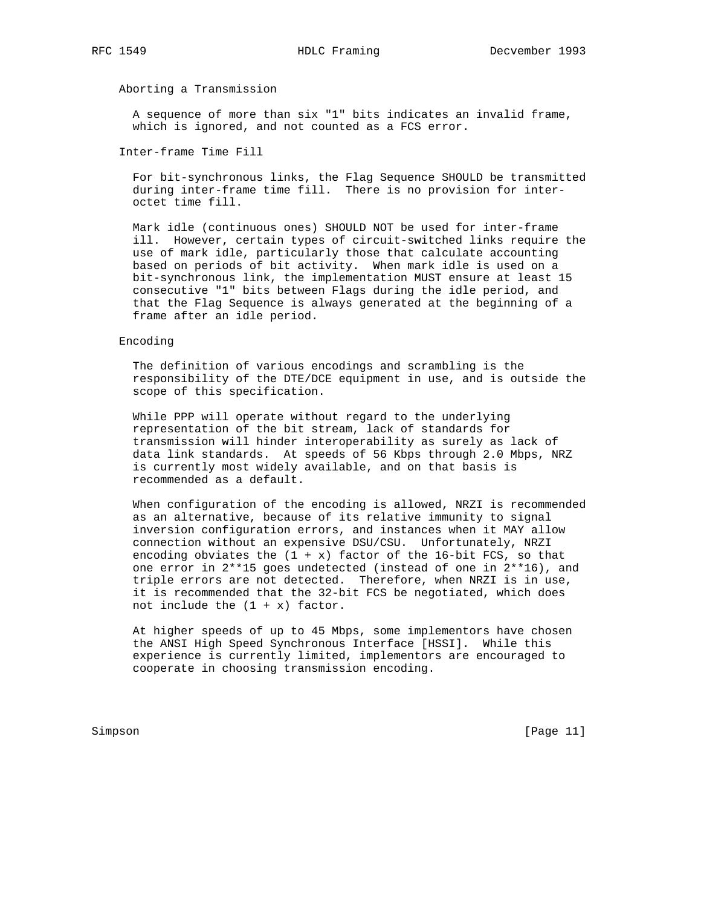### Aborting a Transmission

A sequence of more than six "1" bits indicates an invalid frame, which is ignored, and not counted as a FCS error.

### Inter-frame Time Fill

For bit-synchronous links, the Flag Sequence SHOULD be transmitted during inter-frame time fill. There is no provision for inter-octet time fill.

Mark idle (continuous ones) SHOULD NOT be used for inter-frame ill. However, certain types of circuit-switched links require the use of mark idle, particularly those that calculate accounting based on periods of bit activity. When mark idle is used on a bit-synchronous link, the implementation MUST ensure at least 15 consecutive "1" bits between Flags during the idle period, and that the Flag Sequence is always generated at the beginning of a frame after an idle period.

### Encoding

The definition of various encodings and scrambling is the responsibility of the DTE/DCE equipment in use, and is outside the scope of this specification.

While PPP will operate without regard to the underlying representation of the bit stream, lack of standards for transmission will hinder interoperability as surely as lack of data link standards. At speeds of 56 Kbps through 2.0 Mbps, NRZ is currently most widely available, and on that basis is recommended as a default.

When configuration of the encoding is allowed, NRZI is recommended as an alternative, because of its relative immunity to signal inversion configuration errors, and instances when it MAY allow connection without an expensive DSU/CSU. Unfortunately, NRZI encoding obviates the (1 + x) factor of the 16-bit FCS, so that one error in 2**15 goes undetected (instead of one in 2**16), and triple errors are not detected. Therefore, when NRZI is in use, it is recommended that the 32-bit FCS be negotiated, which does not include the (1 + x) factor.

At higher speeds of up to 45 Mbps, some implementors have chosen the ANSI High Speed Synchronous Interface [HSSI]. While this experience is currently limited, implementors are encouraged to cooperate in choosing transmission encoding.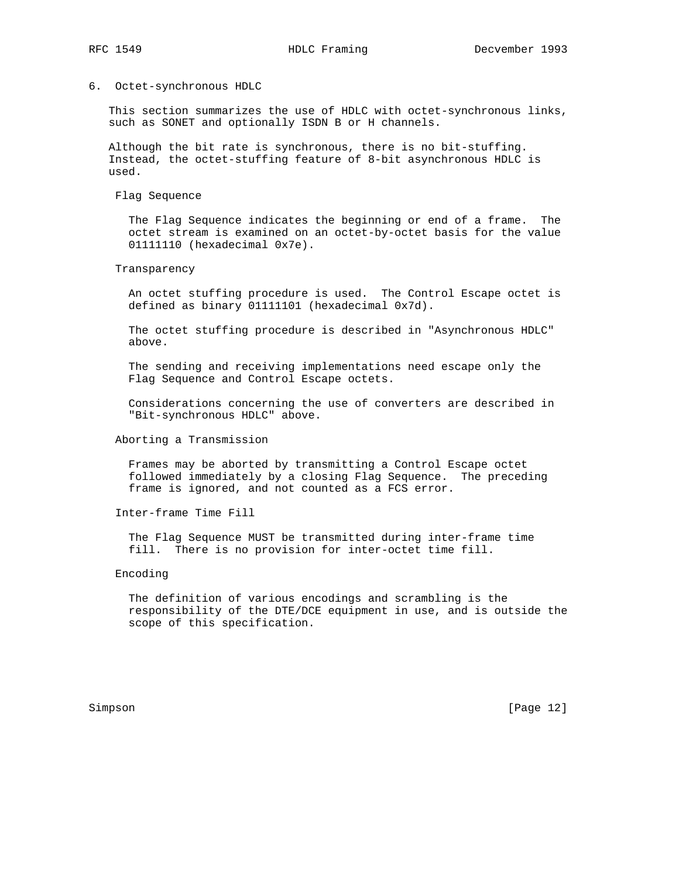## 6. Octet-synchronous HDLC

This section summarizes the use of HDLC with octet-synchronous links, such as SONET and optionally ISDN B or H channels.

Although the bit rate is synchronous, there is no bit-stuffing. Instead, the octet-stuffing feature of 8-bit asynchronous HDLC is used.

### Flag Sequence

The Flag Sequence indicates the beginning or end of a frame. The octet stream is examined on an octet-by-octet basis for the value 01111110 (hexadecimal 0x7e).

### Transparency

An octet stuffing procedure is used. The Control Escape octet is defined as binary 01111101 (hexadecimal 0x7d).

The octet stuffing procedure is described in "Asynchronous HDLC" above.

The sending and receiving implementations need escape only the Flag Sequence and Control Escape octets.

Considerations concerning the use of converters are described in "Bit-synchronous HDLC" above.

### Aborting a Transmission

Frames may be aborted by transmitting a Control Escape octet followed immediately by a closing Flag Sequence. The preceding frame is ignored, and not counted as a FCS error.

### Inter-frame Time Fill

The Flag Sequence MUST be transmitted during inter-frame time fill. There is no provision for inter-octet time fill.

### Encoding

The definition of various encodings and scrambling is the responsibility of the DTE/DCE equipment in use, and is outside the scope of this specification.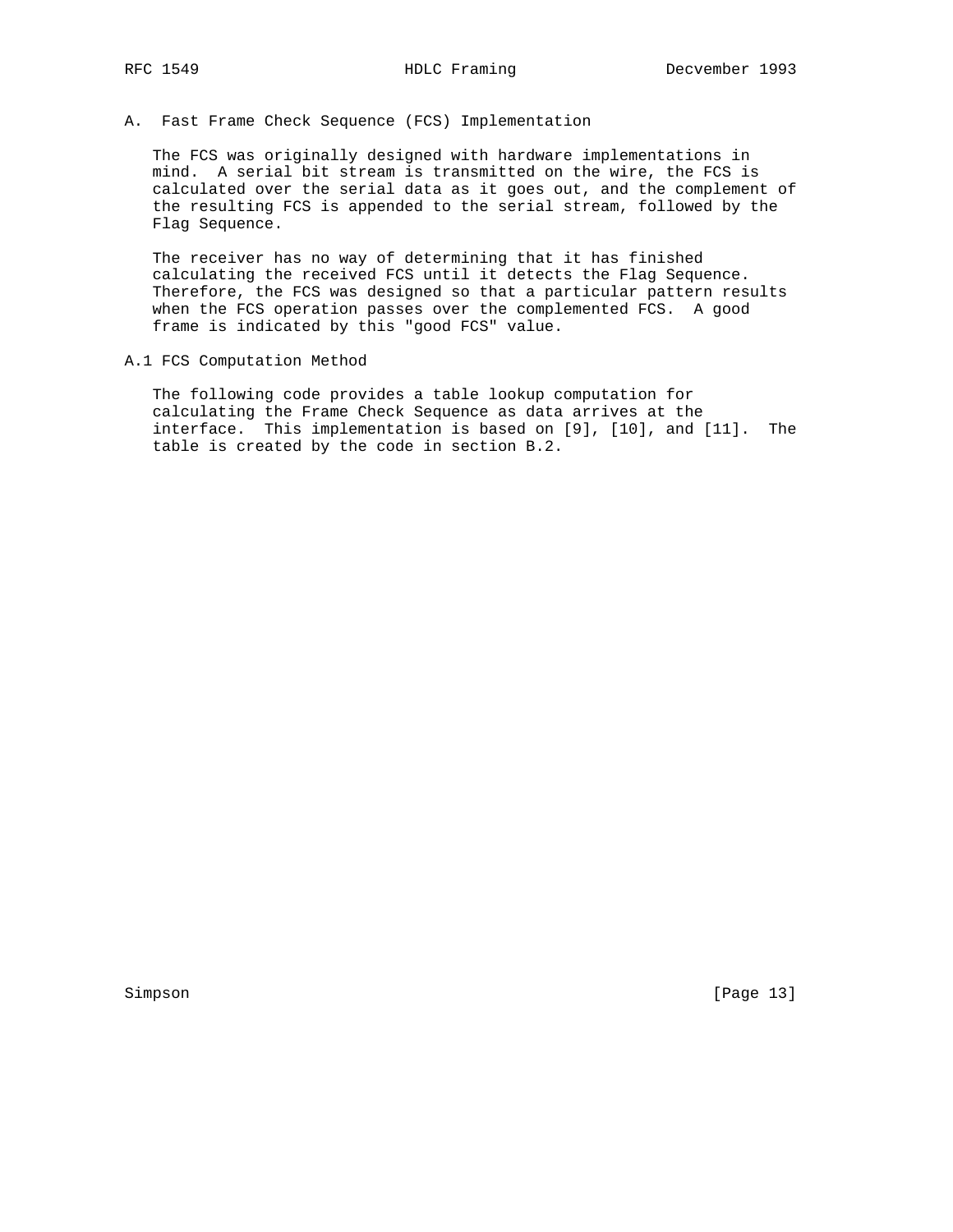## A. Fast Frame Check Sequence (FCS) Implementation

The FCS was originally designed with hardware implementations in mind. A serial bit stream is transmitted on the wire, the FCS is calculated over the serial data as it goes out, and the complement of the resulting FCS is appended to the serial stream, followed by the Flag Sequence.

The receiver has no way of determining that it has finished calculating the received FCS until it detects the Flag Sequence. Therefore, the FCS was designed so that a particular pattern results when the FCS operation passes over the complemented FCS. A good frame is indicated by this "good FCS" value.

### A.1 FCS Computation Method

The following code provides a table lookup computation for calculating the Frame Check Sequence as data arrives at the interface. This implementation is based on [9], [10], and [11]. The table is created by the code in section B.2.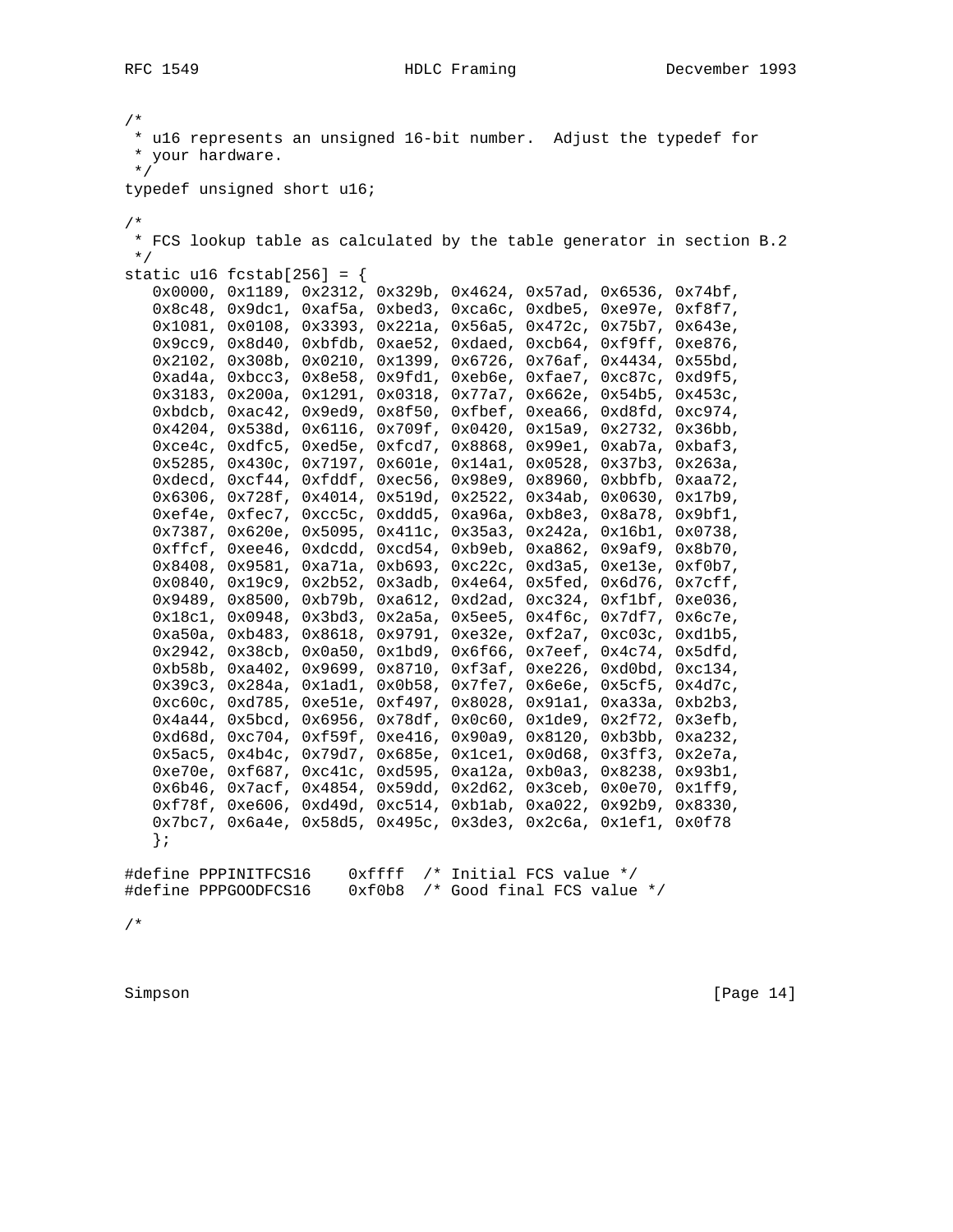```c
/*
 * u16 represents an unsigned 16-bit number.  Adjust the typedef for
 * your hardware.
 */
typedef unsigned short u16;

/*
 * FCS lookup table as calculated by the table generator in section B.2
 */
static u16 fcstab[256] = {
   0x0000, 0x1189, 0x2312, 0x329b, 0x4624, 0x57ad, 0x6536, 0x74bf,
   0x8c48, 0x9dc1, 0xaf5a, 0xbed3, 0xca6c, 0xdbe5, 0xe97e, 0xf8f7,
   0x1081, 0x0108, 0x3393, 0x221a, 0x56a5, 0x472c, 0x75b7, 0x643e,
   0x9cc9, 0x8d40, 0xbfdb, 0xae52, 0xdaed, 0xcb64, 0xf9ff, 0xe876,
   0x2102, 0x308b, 0x0210, 0x1399, 0x6726, 0x76af, 0x4434, 0x55bd,
   0xad4a, 0xbcc3, 0x8e58, 0x9fd1, 0xeb6e, 0xfae7, 0xc87c, 0xd9f5,
   0x3183, 0x200a, 0x1291, 0x0318, 0x77a7, 0x662e, 0x54b5, 0x453c,
   0xbdcb, 0xac42, 0x9ed9, 0x8f50, 0xfbef, 0xea66, 0xd8fd, 0xc974,
   0x4204, 0x538d, 0x6116, 0x709f, 0x0420, 0x15a9, 0x2732, 0x36bb,
   0xce4c, 0xdfc5, 0xed5e, 0xfcd7, 0x8868, 0x99e1, 0xab7a, 0xbaf3,
   0x5285, 0x430c, 0x7197, 0x601e, 0x14a1, 0x0528, 0x37b3, 0x263a,
   0xdecd, 0xcf44, 0xfddf, 0xec56, 0x98e9, 0x8960, 0xbbfb, 0xaa72,
   0x6306, 0x728f, 0x4014, 0x519d, 0x2522, 0x34ab, 0x0630, 0x17b9,
   0xef4e, 0xfec7, 0xcc5c, 0xddd5, 0xa96a, 0xb8e3, 0x8a78, 0x9bf1,
   0x7387, 0x620e, 0x5095, 0x411c, 0x35a3, 0x242a, 0x16b1, 0x0738,
   0xffcf, 0xee46, 0xdcdd, 0xcd54, 0xb9eb, 0xa862, 0x9af9, 0x8b70,
   0x8408, 0x9581, 0xa71a, 0xb693, 0xc22c, 0xd3a5, 0xe13e, 0xf0b7,
   0x0840, 0x19c9, 0x2b52, 0x3adb, 0x4e64, 0x5fed, 0x6d76, 0x7cff,
   0x9489, 0x8500, 0xb79b, 0xa612, 0xd2ad, 0xc324, 0xf1bf, 0xe036,
   0x18c1, 0x0948, 0x3bd3, 0x2a5a, 0x5ee5, 0x4f6c, 0x7df7, 0x6c7e,
   0xa50a, 0xb483, 0x8618, 0x9791, 0xe32e, 0xf2a7, 0xc03c, 0xd1b5,
   0x2942, 0x38cb, 0x0a50, 0x1bd9, 0x6f66, 0x7eef, 0x4c74, 0x5dfd,
   0xb58b, 0xa402, 0x9699, 0x8710, 0xf3af, 0xe226, 0xd0bd, 0xc134,
   0x39c3, 0x284a, 0x1ad1, 0x0b58, 0x7fe7, 0x6e6e, 0x5cf5, 0x4d7c,
   0xc60c, 0xd785, 0xe51e, 0xf497, 0x8028, 0x91a1, 0xa33a, 0xb2b3,
   0x4a44, 0x5bcd, 0x6956, 0x78df, 0x0c60, 0x1de9, 0x2f72, 0x3efb,
   0xd68d, 0xc704, 0xf59f, 0xe416, 0x90a9, 0x8120, 0xb3bb, 0xa232,
   0x5ac5, 0x4b4c, 0x79d7, 0x685e, 0x1ce1, 0x0d68, 0x3ff3, 0x2e7a,
   0xe70e, 0xf687, 0xc41c, 0xd595, 0xa12a, 0xb0a3, 0x8238, 0x93b1,
   0x6b46, 0x7acf, 0x4854, 0x59dd, 0x2d62, 0x3ceb, 0x0e70, 0x1ff9,
   0xf78f, 0xe606, 0xd49d, 0xc514, 0xb1ab, 0xa022, 0x92b9, 0x8330,
   0x7bc7, 0x6a4e, 0x58d5, 0x495c, 0x3de3, 0x2c6a, 0x1ef1, 0x0f78
   };

#define PPPINITFCS16    0xffff  /* Initial FCS value */
#define PPPGOODFCS16    0xf0b8  /* Good final FCS value */

/*
```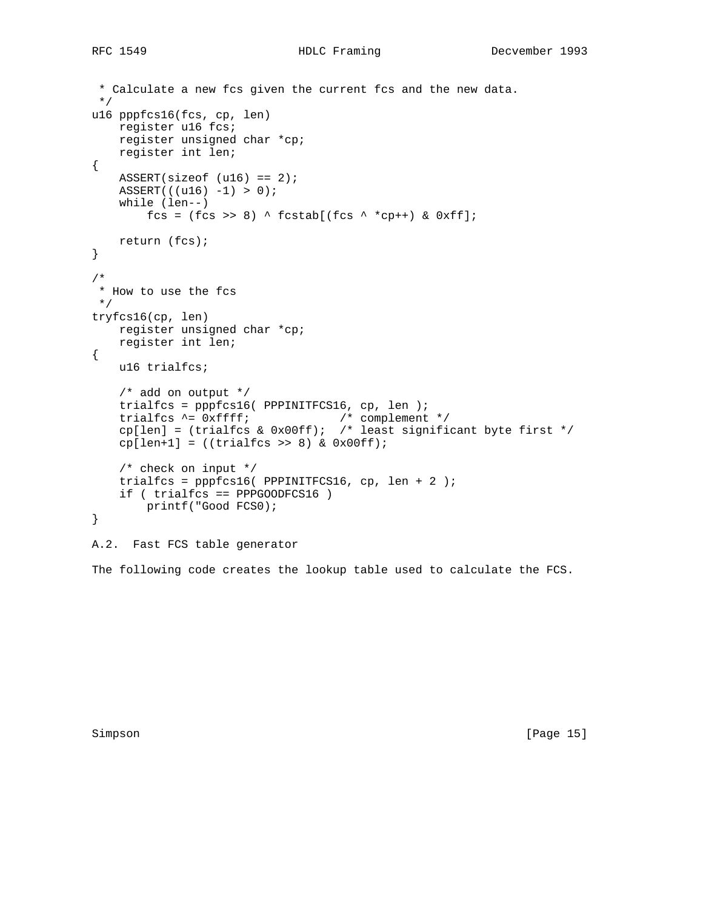```
 * Calculate a new fcs given the current fcs and the new data.
 */
u16 pppfcs16(fcs, cp, len)
    register u16 fcs;
    register unsigned char *cp;
    register int len;
{
    ASSERT(sizeof (u16) == 2);
    ASSERT(((u16) -1) > 0);
    while (len--)
        fcs = (fcs >> 8) ^ fcstab[(fcs ^ *cp++) & 0xff];

    return (fcs);
}

/*
 * How to use the fcs
 */
tryfcs16(cp, len)
    register unsigned char *cp;
    register int len;
{
    u16 trialfcs;

    /* add on output */
    trialfcs = pppfcs16( PPPINITFCS16, cp, len );
    trialfcs ^= 0xffff;             /* complement */
    cp[len] = (trialfcs & 0x00ff);  /* least significant byte first */
    cp[len+1] = ((trialfcs >> 8) & 0x00ff);

    /* check on input */
    trialfcs = pppfcs16( PPPINITFCS16, cp, len + 2 );
    if ( trialfcs == PPPGOODFCS16 )
        printf("Good FCS0);
}
```

A.2.  Fast FCS table generator

The following code creates the lookup table used to calculate the FCS.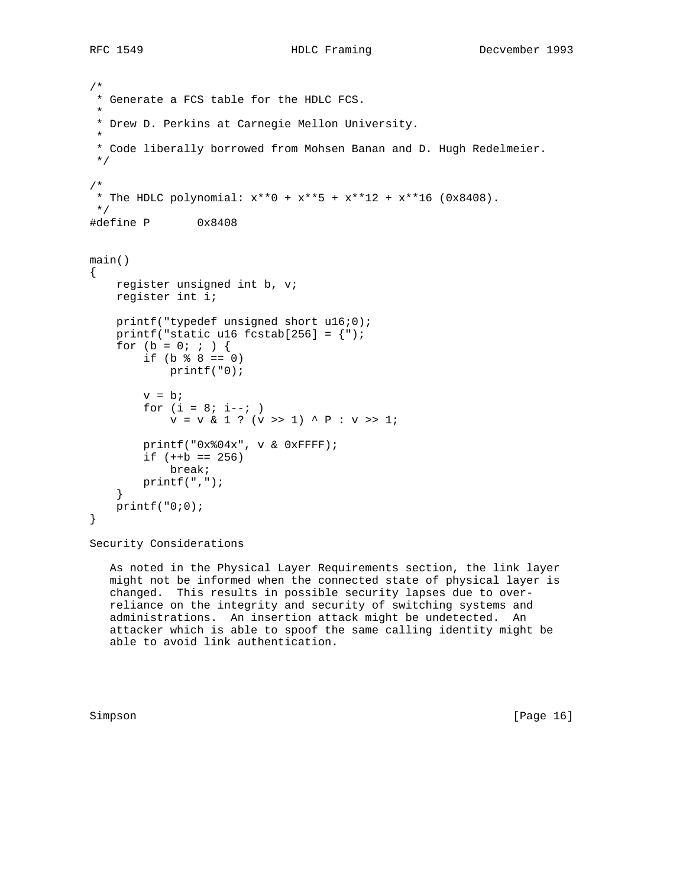```
/*
 * Generate a FCS table for the HDLC FCS.
 *
 * Drew D. Perkins at Carnegie Mellon University.
 *
 * Code liberally borrowed from Mohsen Banan and D. Hugh Redelmeier.
 */

/*
 * The HDLC polynomial: x**0 + x**5 + x**12 + x**16 (0x8408).
 */
#define P       0x8408


main()
{
    register unsigned int b, v;
    register int i;

    printf("typedef unsigned short u16;0);
    printf("static u16 fcstab[256] = {");
    for (b = 0; ; ) {
        if (b % 8 == 0)
            printf("0);

        v = b;
        for (i = 8; i--; )
            v = v & 1 ? (v >> 1) ^ P : v >> 1;

        printf("0x%04x", v & 0xFFFF);
        if (++b == 256)
            break;
        printf(",");
    }
    printf("0;0);
}
```

## Security Considerations

As noted in the Physical Layer Requirements section, the link layer might not be informed when the connected state of physical layer is changed. This results in possible security lapses due to over-reliance on the integrity and security of switching systems and administrations. An insertion attack might be undetected. An attacker which is able to spoof the same calling identity might be able to avoid link authentication.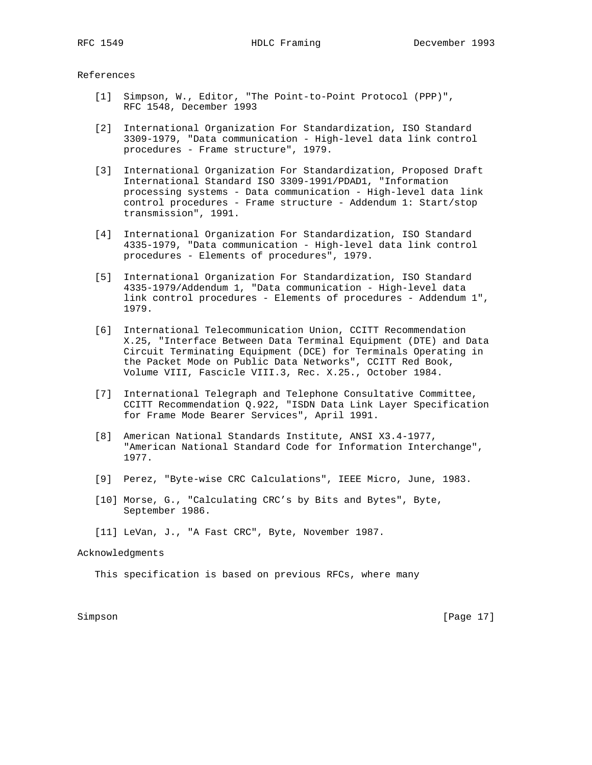## References

[1] Simpson, W., Editor, "The Point-to-Point Protocol (PPP)", RFC 1548, December 1993

[2] International Organization For Standardization, ISO Standard 3309-1979, "Data communication - High-level data link control procedures - Frame structure", 1979.

[3] International Organization For Standardization, Proposed Draft International Standard ISO 3309-1991/PDAD1, "Information processing systems - Data communication - High-level data link control procedures - Frame structure - Addendum 1: Start/stop transmission", 1991.

[4] International Organization For Standardization, ISO Standard 4335-1979, "Data communication - High-level data link control procedures - Elements of procedures", 1979.

[5] International Organization For Standardization, ISO Standard 4335-1979/Addendum 1, "Data communication - High-level data link control procedures - Elements of procedures - Addendum 1", 1979.

[6] International Telecommunication Union, CCITT Recommendation X.25, "Interface Between Data Terminal Equipment (DTE) and Data Circuit Terminating Equipment (DCE) for Terminals Operating in the Packet Mode on Public Data Networks", CCITT Red Book, Volume VIII, Fascicle VIII.3, Rec. X.25., October 1984.

[7] International Telegraph and Telephone Consultative Committee, CCITT Recommendation Q.922, "ISDN Data Link Layer Specification for Frame Mode Bearer Services", April 1991.

[8] American National Standards Institute, ANSI X3.4-1977, "American National Standard Code for Information Interchange", 1977.

[9] Perez, "Byte-wise CRC Calculations", IEEE Micro, June, 1983.

[10] Morse, G., "Calculating CRC's by Bits and Bytes", Byte, September 1986.

[11] LeVan, J., "A Fast CRC", Byte, November 1987.

## Acknowledgments

This specification is based on previous RFCs, where many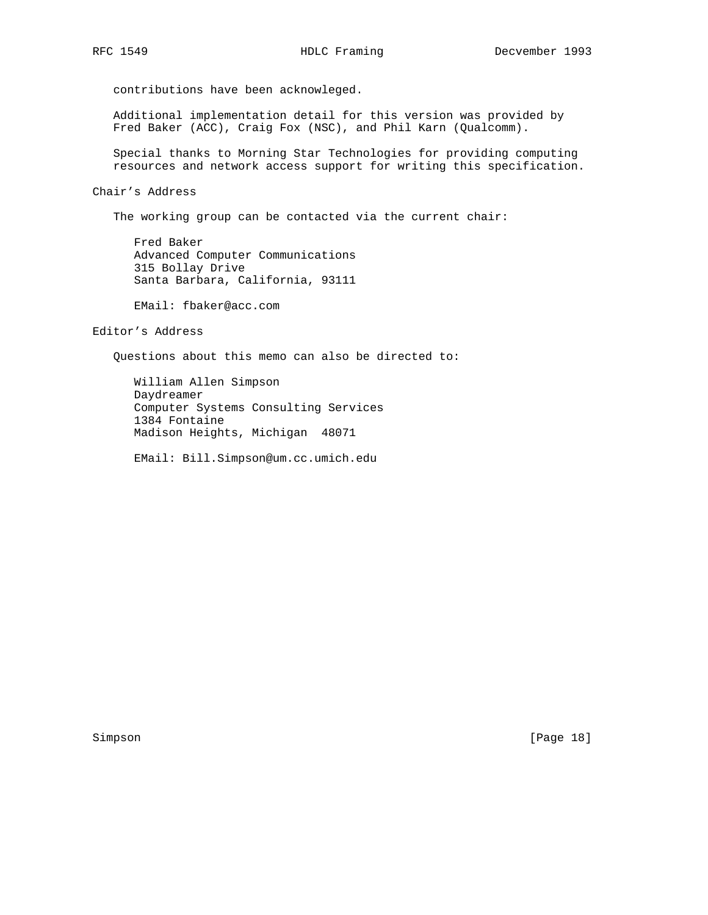contributions have been acknowleged.

Additional implementation detail for this version was provided by Fred Baker (ACC), Craig Fox (NSC), and Phil Karn (Qualcomm).

Special thanks to Morning Star Technologies for providing computing resources and network access support for writing this specification.

## Chair's Address

The working group can be contacted via the current chair:

Fred Baker
Advanced Computer Communications
315 Bollay Drive
Santa Barbara, California, 93111

EMail: fbaker@acc.com

## Editor's Address

Questions about this memo can also be directed to:

William Allen Simpson
Daydreamer
Computer Systems Consulting Services
1384 Fontaine
Madison Heights, Michigan 48071

EMail: Bill.Simpson@um.cc.umich.edu